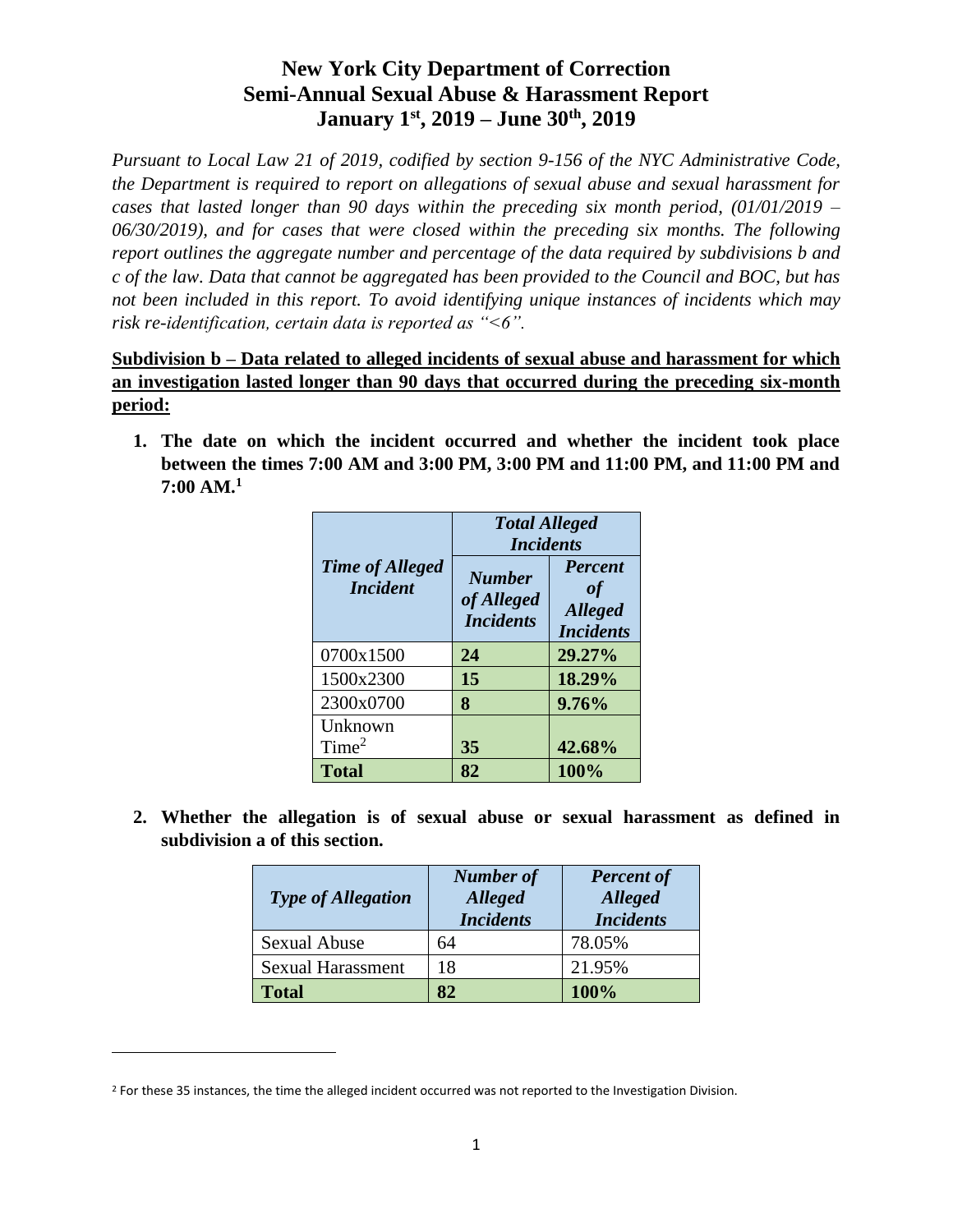# New York City Department of Correction
# Semi-Annual Sexual Abuse & Harassment Report
# January 1st, 2019 – June 30th, 2019

*Pursuant to Local Law 21 of 2019, codified by section 9-156 of the NYC Administrative Code, the Department is required to report on allegations of sexual abuse and sexual harassment for cases that lasted longer than 90 days within the preceding six month period, (01/01/2019 – 06/30/2019), and for cases that were closed within the preceding six months. The following report outlines the aggregate number and percentage of the data required by subdivisions b and c of the law. Data that cannot be aggregated has been provided to the Council and BOC, but has not been included in this report. To avoid identifying unique instances of incidents which may risk re-identification, certain data is reported as "<6".*

**Subdivision b – Data related to alleged incidents of sexual abuse and harassment for which an investigation lasted longer than 90 days that occurred during the preceding six-month period:**

1. **The date on which the incident occurred and whether the incident took place between the times 7:00 AM and 3:00 PM, 3:00 PM and 11:00 PM, and 11:00 PM and 7:00 AM.[1]**

| *Time of Alleged Incident* | *Total Alleged Incidents* | |
|---|---|---|
| | *Number of Alleged Incidents* | *Percent of Alleged Incidents* |
| 0700x1500 | **24** | **29.27%** |
| 1500x2300 | **15** | **18.29%** |
| 2300x0700 | **8** | **9.76%** |
| Unknown Time[2] | **35** | **42.68%** |
| **Total** | **82** | **100%** |

2. **Whether the allegation is of sexual abuse or sexual harassment as defined in subdivision a of this section.**

| *Type of Allegation* | *Number of Alleged Incidents* | *Percent of Alleged Incidents* |
|---|---|---|
| Sexual Abuse | 64 | 78.05% |
| Sexual Harassment | 18 | 21.95% |
| **Total** | **82** | **100%** |

[2] For these 35 instances, the time the alleged incident occurred was not reported to the Investigation Division.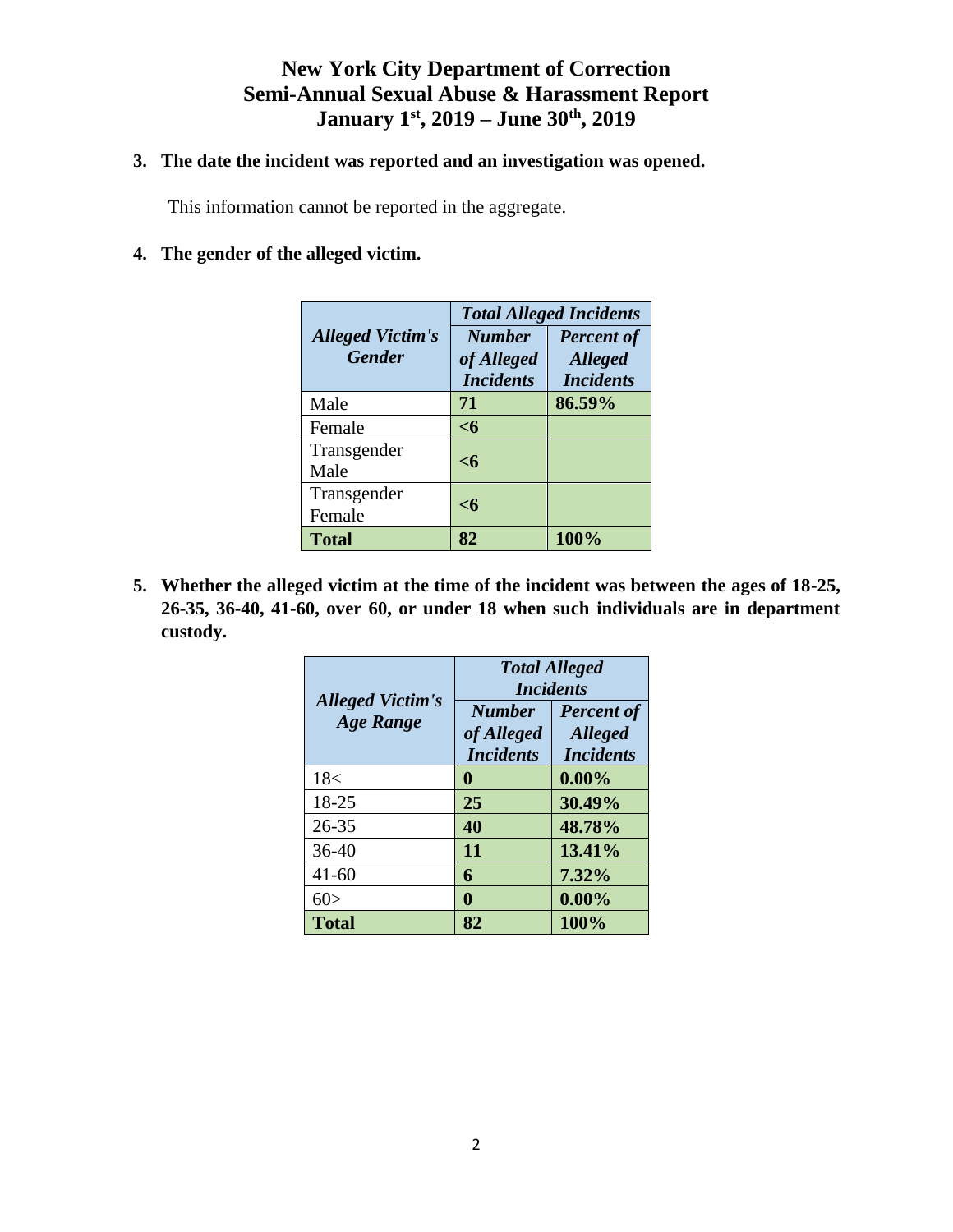# New York City Department of Correction
# Semi-Annual Sexual Abuse & Harassment Report
# January 1st, 2019 – June 30th, 2019

**3. The date the incident was reported and an investigation was opened.**

This information cannot be reported in the aggregate.

**4. The gender of the alleged victim.**

| *Alleged Victim's Gender* | *Total Alleged Incidents* | |
|---|---|---|
| | ***Number of Alleged Incidents*** | ***Percent of Alleged Incidents*** |
| Male | **71** | **86.59%** |
| Female | **<6** | |
| Transgender Male | **<6** | |
| Transgender Female | **<6** | |
| **Total** | **82** | **100%** |

**5. Whether the alleged victim at the time of the incident was between the ages of 18-25, 26-35, 36-40, 41-60, over 60, or under 18 when such individuals are in department custody.**

| *Alleged Victim's Age Range* | *Total Alleged Incidents* | |
|---|---|---|
| | ***Number of Alleged Incidents*** | ***Percent of Alleged Incidents*** |
| 18< | **0** | **0.00%** |
| 18-25 | **25** | **30.49%** |
| 26-35 | **40** | **48.78%** |
| 36-40 | **11** | **13.41%** |
| 41-60 | **6** | **7.32%** |
| 60> | **0** | **0.00%** |
| **Total** | **82** | **100%** |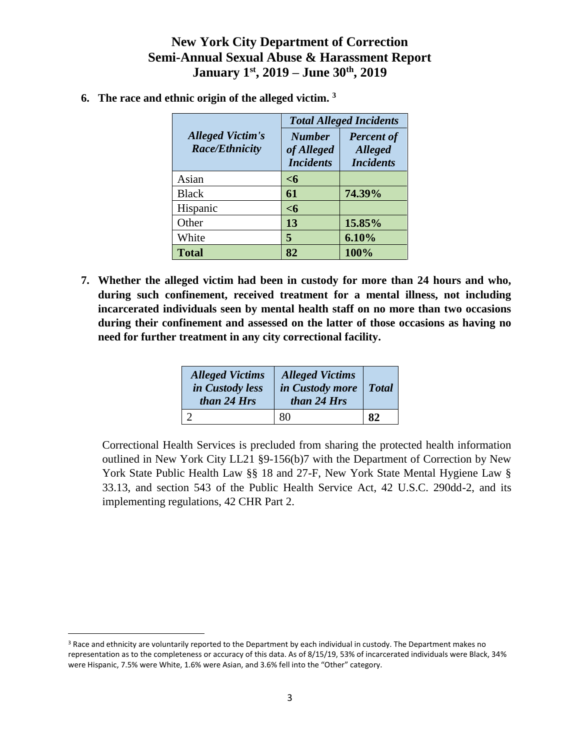# New York City Department of Correction
# Semi-Annual Sexual Abuse & Harassment Report
# January 1st, 2019 – June 30th, 2019

**6. The race and ethnic origin of the alleged victim.** [3]

| *Alleged Victim's Race/Ethnicity* | *Total Alleged Incidents* | |
|---|---|---|
| | *Number of Alleged Incidents* | *Percent of Alleged Incidents* |
| Asian | **<6** | |
| Black | **61** | **74.39%** |
| Hispanic | **<6** | |
| Other | **13** | **15.85%** |
| White | **5** | **6.10%** |
| **Total** | **82** | **100%** |

**7. Whether the alleged victim had been in custody for more than 24 hours and who, during such confinement, received treatment for a mental illness, not including incarcerated individuals seen by mental health staff on no more than two occasions during their confinement and assessed on the latter of those occasions as having no need for further treatment in any city correctional facility.**

| *Alleged Victims in Custody less than 24 Hrs* | *Alleged Victims in Custody more than 24 Hrs* | *Total* |
|---|---|---|
| 2 | 80 | **82** |

Correctional Health Services is precluded from sharing the protected health information outlined in New York City LL21 §9-156(b)7 with the Department of Correction by New York State Public Health Law §§ 18 and 27-F, New York State Mental Hygiene Law § 33.13, and section 543 of the Public Health Service Act, 42 U.S.C. 290dd-2, and its implementing regulations, 42 CHR Part 2.

[3] Race and ethnicity are voluntarily reported to the Department by each individual in custody. The Department makes no representation as to the completeness or accuracy of this data. As of 8/15/19, 53% of incarcerated individuals were Black, 34% were Hispanic, 7.5% were White, 1.6% were Asian, and 3.6% fell into the "Other" category.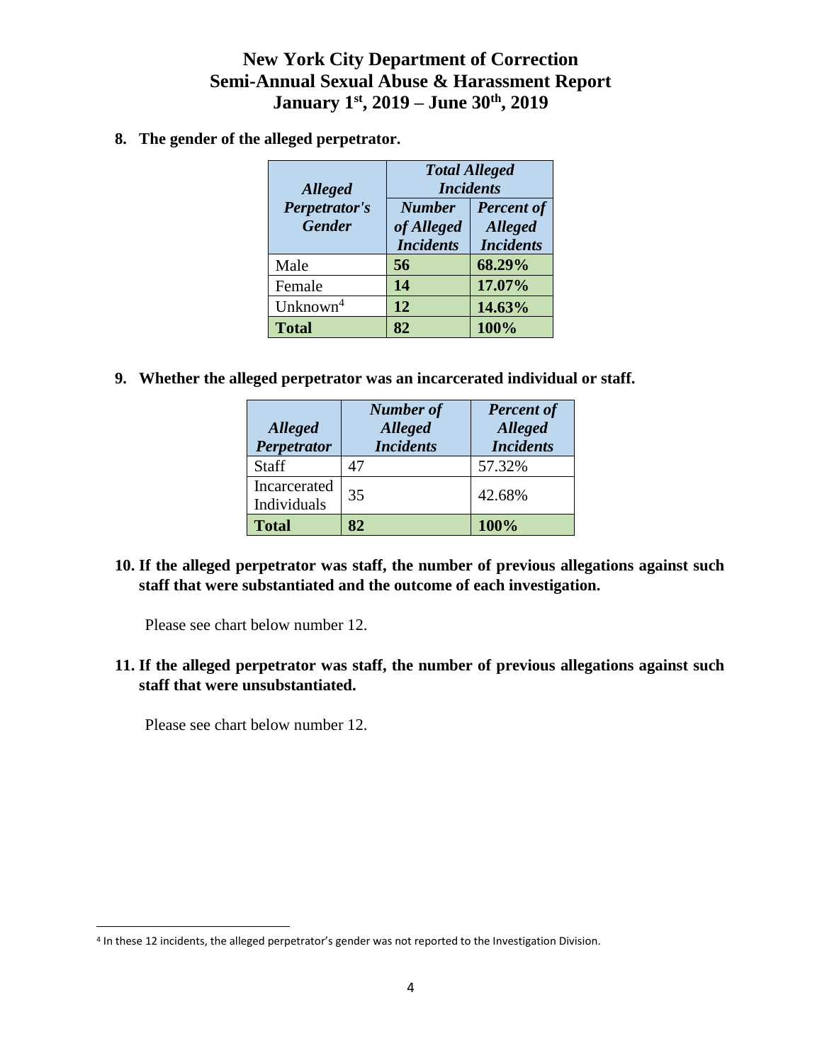# New York City Department of Correction
# Semi-Annual Sexual Abuse & Harassment Report
# January 1st, 2019 – June 30th, 2019

**8. The gender of the alleged perpetrator.**

| *Alleged Perpetrator's Gender* | *Total Alleged Incidents* | |
|---|---|---|
| | *Number of Alleged Incidents* | *Percent of Alleged Incidents* |
| Male | **56** | **68.29%** |
| Female | **14** | **17.07%** |
| Unknown[4] | **12** | **14.63%** |
| **Total** | **82** | **100%** |

**9. Whether the alleged perpetrator was an incarcerated individual or staff.**

| *Alleged Perpetrator* | *Number of Alleged Incidents* | *Percent of Alleged Incidents* |
|---|---|---|
| Staff | 47 | 57.32% |
| Incarcerated Individuals | 35 | 42.68% |
| **Total** | **82** | **100%** |

**10. If the alleged perpetrator was staff, the number of previous allegations against such staff that were substantiated and the outcome of each investigation.**

Please see chart below number 12.

**11. If the alleged perpetrator was staff, the number of previous allegations against such staff that were unsubstantiated.**

Please see chart below number 12.

---

[4] In these 12 incidents, the alleged perpetrator's gender was not reported to the Investigation Division.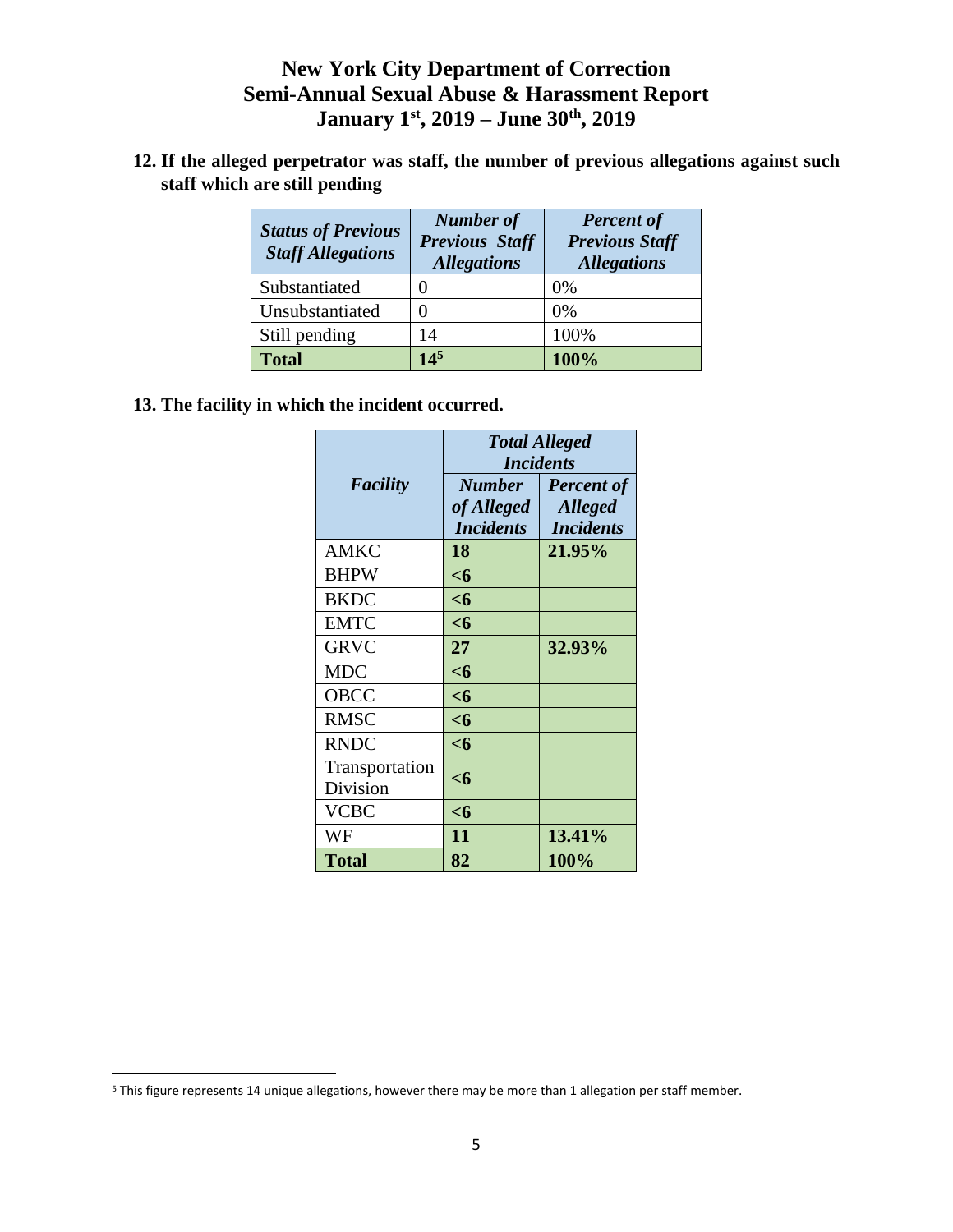# New York City Department of Correction
# Semi-Annual Sexual Abuse & Harassment Report
# January 1st, 2019 – June 30th, 2019

**12. If the alleged perpetrator was staff, the number of previous allegations against such staff which are still pending**

| *Status of Previous Staff Allegations* | *Number of Previous Staff Allegations* | *Percent of Previous Staff Allegations* |
|---|---|---|
| Substantiated | 0 | 0% |
| Unsubstantiated | 0 | 0% |
| Still pending | 14 | 100% |
| **Total** | **14**[5] | **100%** |

**13. The facility in which the incident occurred.**

| *Facility* | *Total Alleged Incidents* | |
|---|---|---|
| | *Number of Alleged Incidents* | *Percent of Alleged Incidents* |
| AMKC | **18** | **21.95%** |
| BHPW | **<6** | |
| BKDC | **<6** | |
| EMTC | **<6** | |
| GRVC | **27** | **32.93%** |
| MDC | **<6** | |
| OBCC | **<6** | |
| RMSC | **<6** | |
| RNDC | **<6** | |
| Transportation Division | **<6** | |
| VCBC | **<6** | |
| WF | **11** | **13.41%** |
| **Total** | **82** | **100%** |

[5] This figure represents 14 unique allegations, however there may be more than 1 allegation per staff member.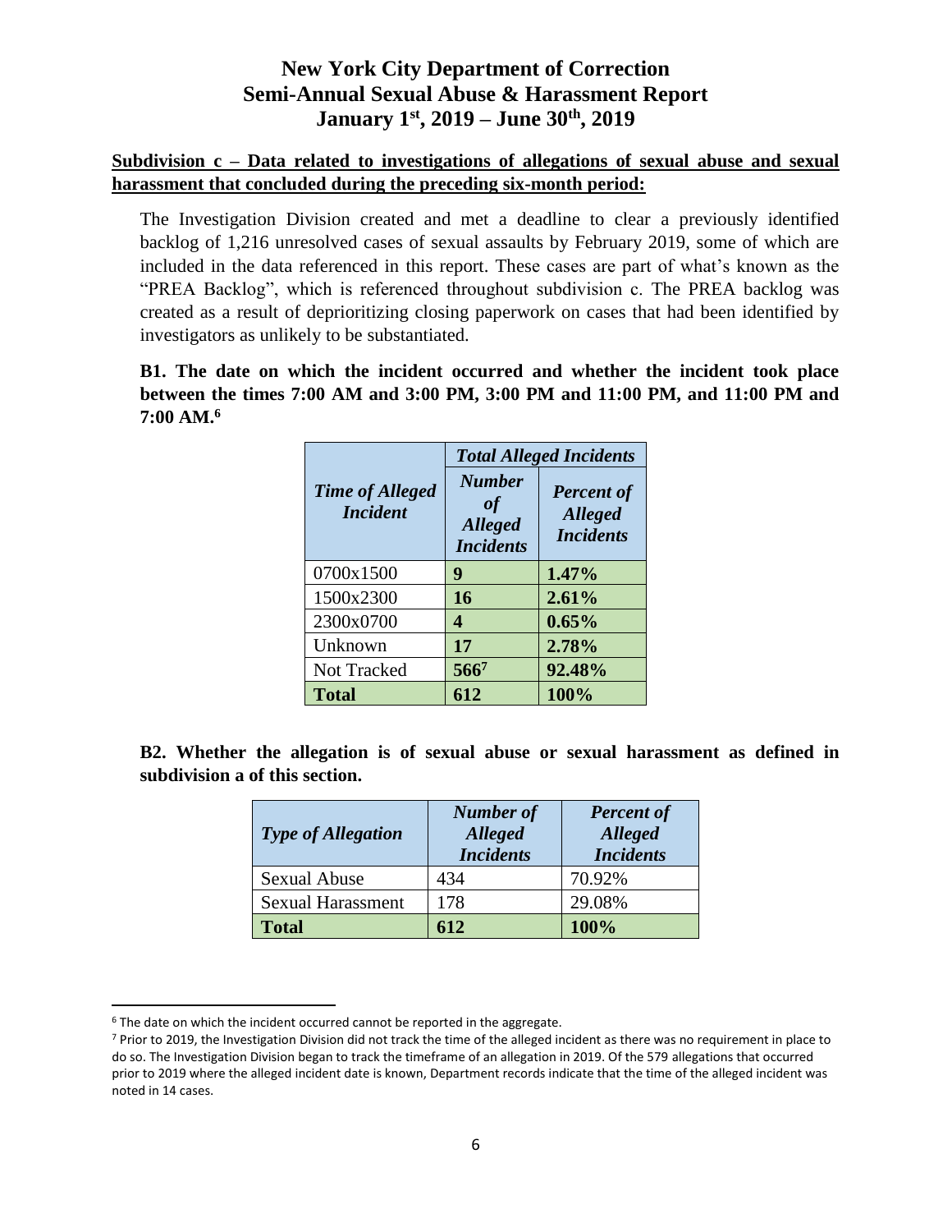# New York City Department of Correction
# Semi-Annual Sexual Abuse & Harassment Report
# January 1st, 2019 – June 30th, 2019

**Subdivision c – Data related to investigations of allegations of sexual abuse and sexual harassment that concluded during the preceding six-month period:**

The Investigation Division created and met a deadline to clear a previously identified backlog of 1,216 unresolved cases of sexual assaults by February 2019, some of which are included in the data referenced in this report. These cases are part of what's known as the "PREA Backlog", which is referenced throughout subdivision c. The PREA backlog was created as a result of deprioritizing closing paperwork on cases that had been identified by investigators as unlikely to be substantiated.

**B1. The date on which the incident occurred and whether the incident took place between the times 7:00 AM and 3:00 PM, 3:00 PM and 11:00 PM, and 11:00 PM and 7:00 AM.[6]**

| *Time of Alleged Incident* | *Total Alleged Incidents* | |
|---|---|---|
| | ***Number of Alleged Incidents*** | ***Percent of Alleged Incidents*** |
| 0700x1500 | **9** | **1.47%** |
| 1500x2300 | **16** | **2.61%** |
| 2300x0700 | **4** | **0.65%** |
| Unknown | **17** | **2.78%** |
| Not Tracked | **566[7]** | **92.48%** |
| **Total** | **612** | **100%** |

**B2. Whether the allegation is of sexual abuse or sexual harassment as defined in subdivision a of this section.**

| *Type of Allegation* | *Number of Alleged Incidents* | *Percent of Alleged Incidents* |
|---|---|---|
| Sexual Abuse | 434 | 70.92% |
| Sexual Harassment | 178 | 29.08% |
| **Total** | **612** | **100%** |

---

[6] The date on which the incident occurred cannot be reported in the aggregate.

[7] Prior to 2019, the Investigation Division did not track the time of the alleged incident as there was no requirement in place to do so. The Investigation Division began to track the timeframe of an allegation in 2019. Of the 579 allegations that occurred prior to 2019 where the alleged incident date is known, Department records indicate that the time of the alleged incident was noted in 14 cases.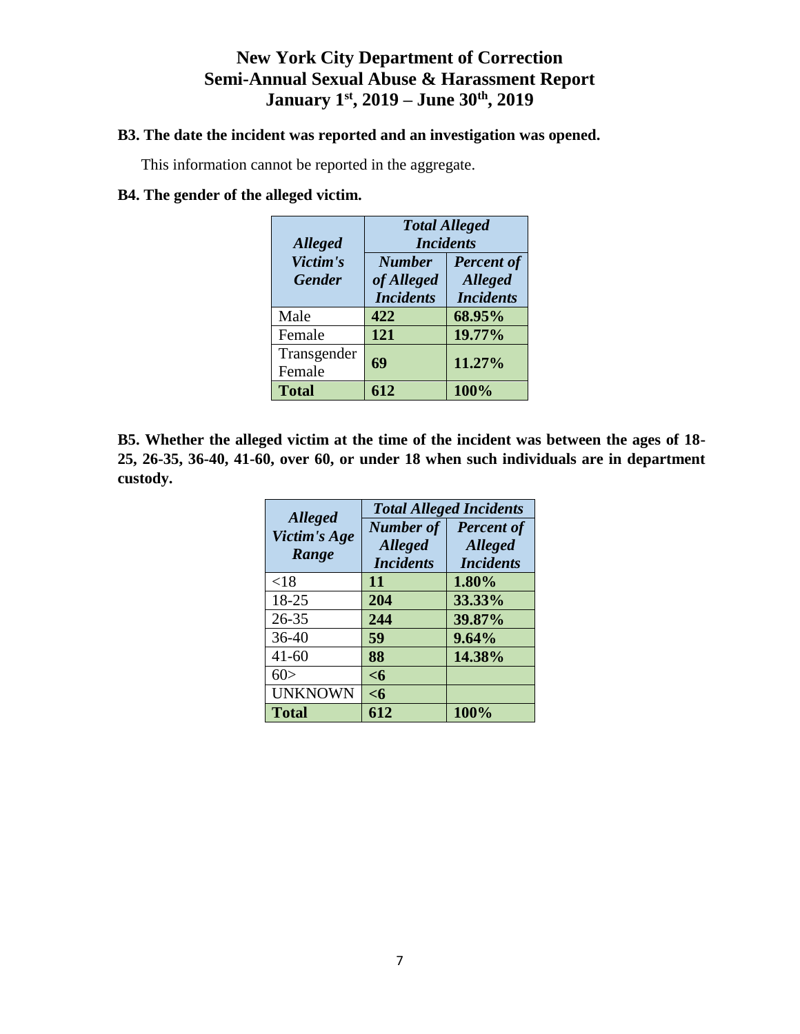# New York City Department of Correction
# Semi-Annual Sexual Abuse & Harassment Report
# January 1st, 2019 – June 30th, 2019

### B3. The date the incident was reported and an investigation was opened.

This information cannot be reported in the aggregate.

### B4. The gender of the alleged victim.

| *Alleged Victim's Gender* | *Total Alleged Incidents* | |
|---|---|---|
| | *Number of Alleged Incidents* | *Percent of Alleged Incidents* |
| Male | **422** | **68.95%** |
| Female | **121** | **19.77%** |
| Transgender Female | **69** | **11.27%** |
| **Total** | **612** | **100%** |

### B5. Whether the alleged victim at the time of the incident was between the ages of 18-25, 26-35, 36-40, 41-60, over 60, or under 18 when such individuals are in department custody.

| *Alleged Victim's Age Range* | *Total Alleged Incidents* | |
|---|---|---|
| | *Number of Alleged Incidents* | *Percent of Alleged Incidents* |
| <18 | **11** | **1.80%** |
| 18-25 | **204** | **33.33%** |
| 26-35 | **244** | **39.87%** |
| 36-40 | **59** | **9.64%** |
| 41-60 | **88** | **14.38%** |
| 60> | **<6** | |
| UNKNOWN | **<6** | |
| **Total** | **612** | **100%** |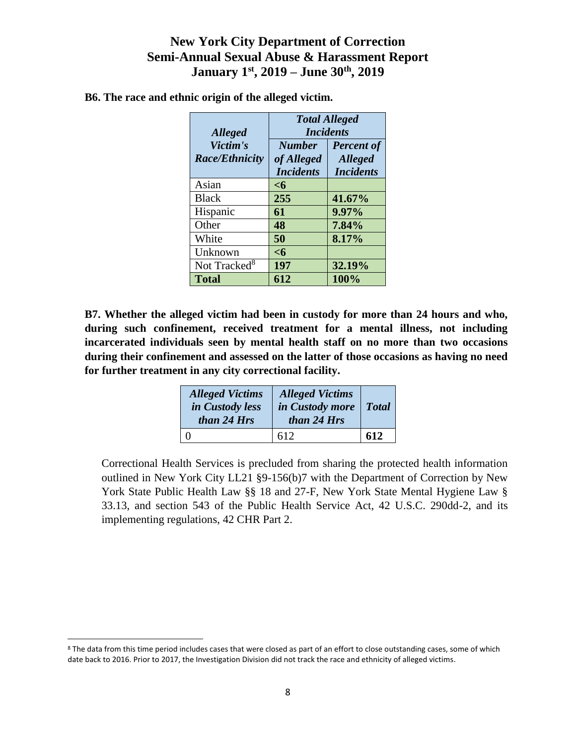## B6. The race and ethnic origin of the alleged victim.

| *Alleged Victim's Race/Ethnicity* | *Total Alleged Incidents* | |
|---|---|---|
| | *Number of Alleged Incidents* | *Percent of Alleged Incidents* |
| Asian | **<6** | |
| Black | **255** | **41.67%** |
| Hispanic | **61** | **9.97%** |
| Other | **48** | **7.84%** |
| White | **50** | **8.17%** |
| Unknown | **<6** | |
| Not Tracked[8] | **197** | **32.19%** |
| **Total** | **612** | **100%** |

## B7. Whether the alleged victim had been in custody for more than 24 hours and who, during such confinement, received treatment for a mental illness, not including incarcerated individuals seen by mental health staff on no more than two occasions during their confinement and assessed on the latter of those occasions as having no need for further treatment in any city correctional facility.

| *Alleged Victims in Custody less than 24 Hrs* | *Alleged Victims in Custody more than 24 Hrs* | *Total* |
|---|---|---|
| 0 | 612 | **612** |

Correctional Health Services is precluded from sharing the protected health information outlined in New York City LL21 §9-156(b)7 with the Department of Correction by New York State Public Health Law §§ 18 and 27-F, New York State Mental Hygiene Law § 33.13, and section 543 of the Public Health Service Act, 42 U.S.C. 290dd-2, and its implementing regulations, 42 CHR Part 2.

---

[8] The data from this time period includes cases that were closed as part of an effort to close outstanding cases, some of which date back to 2016. Prior to 2017, the Investigation Division did not track the race and ethnicity of alleged victims.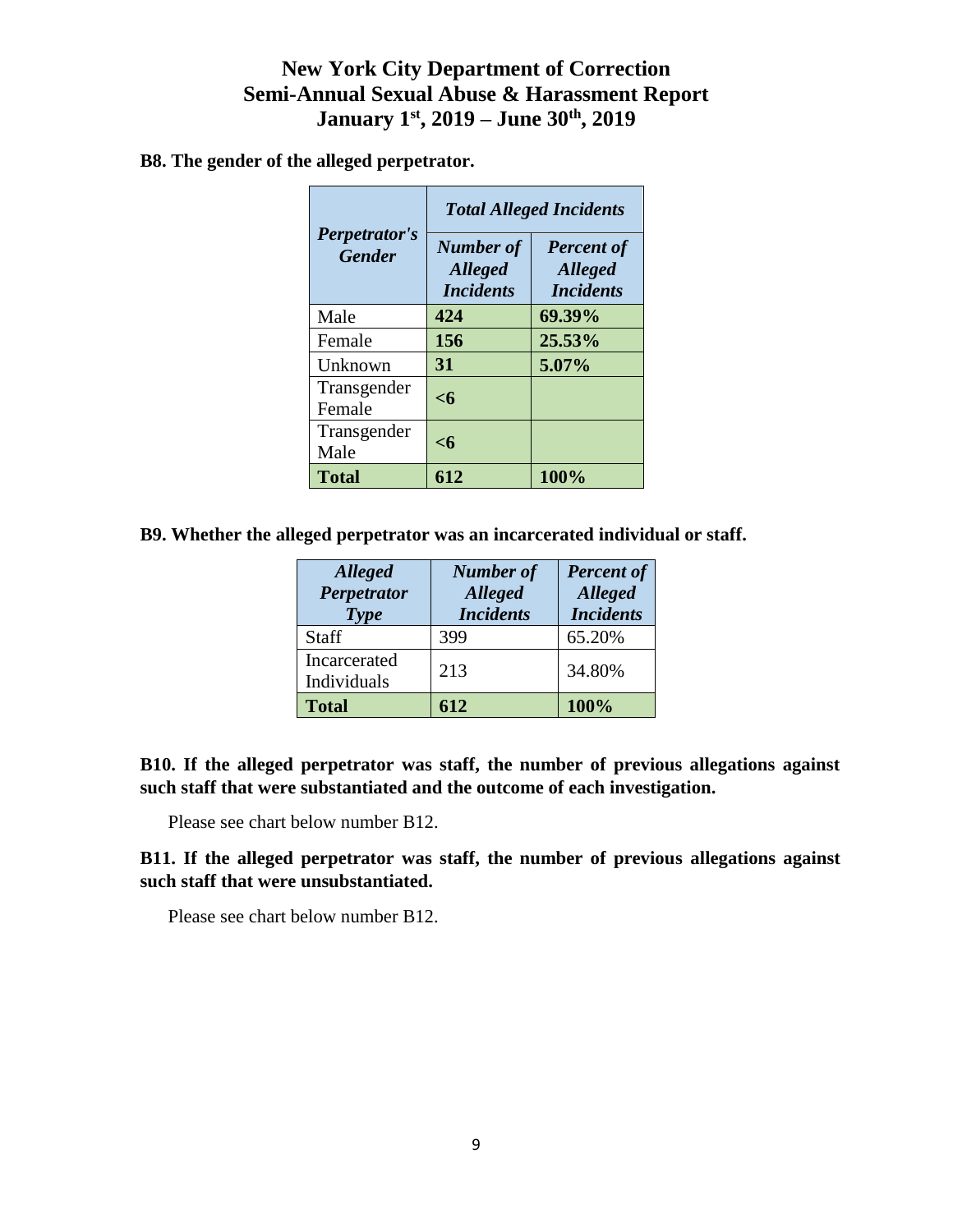# New York City Department of Correction
# Semi-Annual Sexual Abuse & Harassment Report
# January 1st, 2019 – June 30th, 2019

**B8. The gender of the alleged perpetrator.**

| *Perpetrator's Gender* | *Total Alleged Incidents* | |
|---|---|---|
| | *Number of Alleged Incidents* | *Percent of Alleged Incidents* |
| Male | **424** | **69.39%** |
| Female | **156** | **25.53%** |
| Unknown | **31** | **5.07%** |
| Transgender Female | **<6** | |
| Transgender Male | **<6** | |
| **Total** | **612** | **100%** |

**B9. Whether the alleged perpetrator was an incarcerated individual or staff.**

| *Alleged Perpetrator Type* | *Number of Alleged Incidents* | *Percent of Alleged Incidents* |
|---|---|---|
| Staff | 399 | 65.20% |
| Incarcerated Individuals | 213 | 34.80% |
| **Total** | **612** | **100%** |

**B10. If the alleged perpetrator was staff, the number of previous allegations against such staff that were substantiated and the outcome of each investigation.**

Please see chart below number B12.

**B11. If the alleged perpetrator was staff, the number of previous allegations against such staff that were unsubstantiated.**

Please see chart below number B12.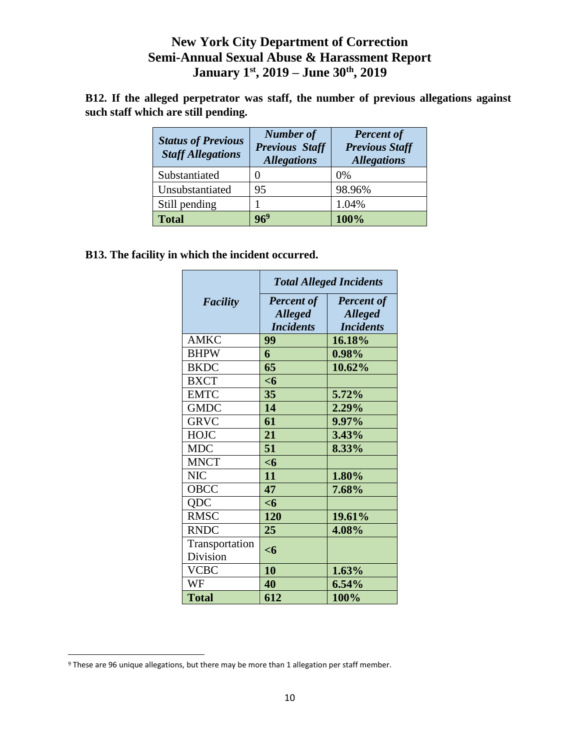# New York City Department of Correction
# Semi-Annual Sexual Abuse & Harassment Report
# January 1st, 2019 – June 30th, 2019

**B12. If the alleged perpetrator was staff, the number of previous allegations against such staff which are still pending.**

| ***Status of Previous Staff Allegations*** | ***Number of Previous Staff Allegations*** | ***Percent of Previous Staff Allegations*** |
|---|---|---|
| Substantiated | 0 | 0% |
| Unsubstantiated | 95 | 98.96% |
| Still pending | 1 | 1.04% |
| **Total** | **96**[9] | **100%** |

**B13. The facility in which the incident occurred.**

| ***Facility*** | ***Total Alleged Incidents*** | |
|---|---|---|
| | ***Percent of Alleged Incidents*** | ***Percent of Alleged Incidents*** |
| AMKC | **99** | **16.18%** |
| BHPW | **6** | **0.98%** |
| BKDC | **65** | **10.62%** |
| BXCT | **<6** | |
| EMTC | **35** | **5.72%** |
| GMDC | **14** | **2.29%** |
| GRVC | **61** | **9.97%** |
| HOJC | **21** | **3.43%** |
| MDC | **51** | **8.33%** |
| MNCT | **<6** | |
| NIC | **11** | **1.80%** |
| OBCC | **47** | **7.68%** |
| QDC | **<6** | |
| RMSC | **120** | **19.61%** |
| RNDC | **25** | **4.08%** |
| Transportation Division | **<6** | |
| VCBC | **10** | **1.63%** |
| WF | **40** | **6.54%** |
| **Total** | **612** | **100%** |

[9] These are 96 unique allegations, but there may be more than 1 allegation per staff member.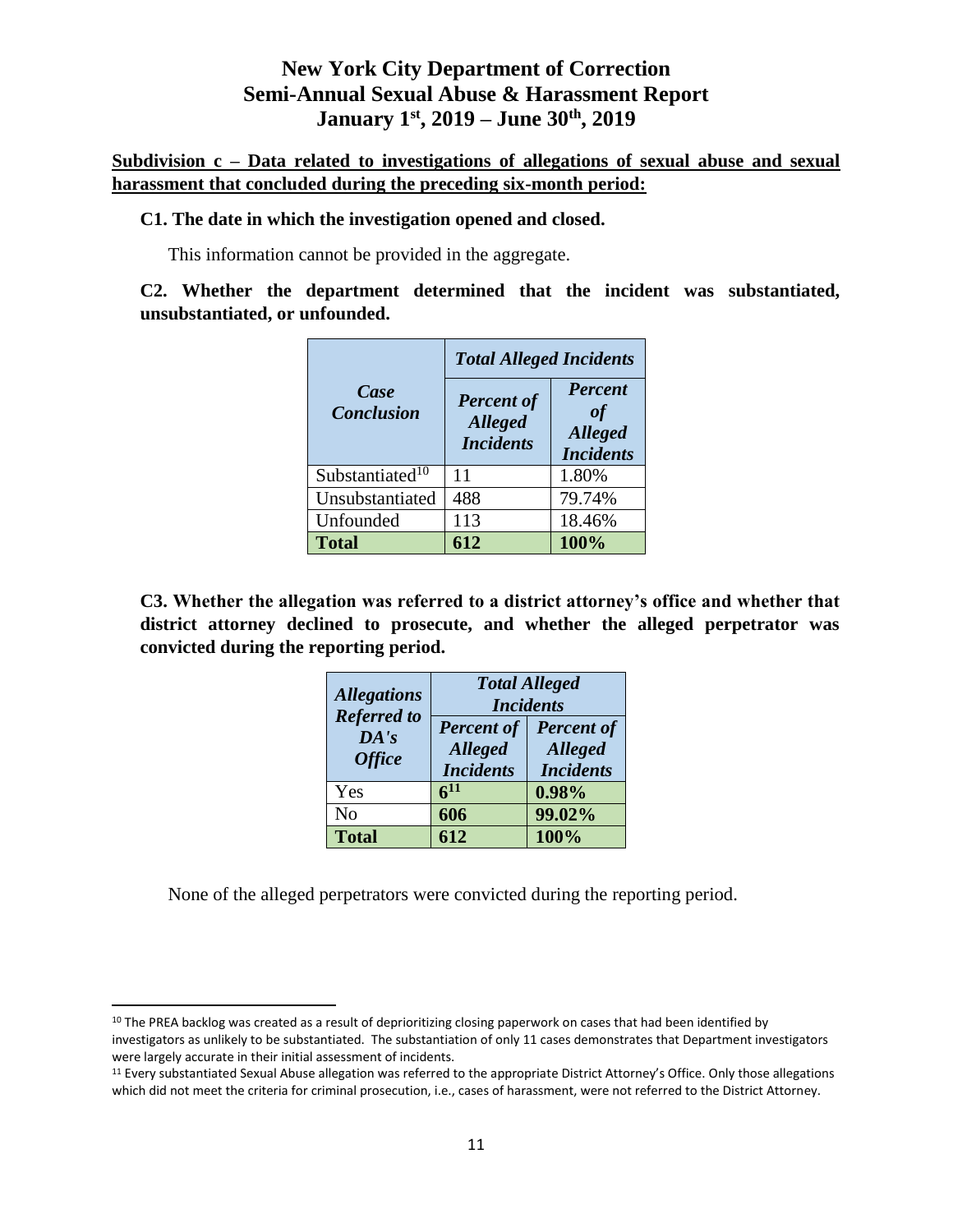# New York City Department of Correction
# Semi-Annual Sexual Abuse & Harassment Report
# January 1st, 2019 – June 30th, 2019

**Subdivision c – Data related to investigations of allegations of sexual abuse and sexual harassment that concluded during the preceding six-month period:**

**C1. The date in which the investigation opened and closed.**

This information cannot be provided in the aggregate.

**C2. Whether the department determined that the incident was substantiated, unsubstantiated, or unfounded.**

| *Case Conclusion* | *Total Alleged Incidents* | |
|---|---|---|
| | *Percent of Alleged Incidents* | *Percent of Alleged Incidents* |
| Substantiated[10] | 11 | 1.80% |
| Unsubstantiated | 488 | 79.74% |
| Unfounded | 113 | 18.46% |
| **Total** | **612** | **100%** |

**C3. Whether the allegation was referred to a district attorney's office and whether that district attorney declined to prosecute, and whether the alleged perpetrator was convicted during the reporting period.**

| *Allegations Referred to DA's Office* | *Total Alleged Incidents* | |
|---|---|---|
| | *Percent of Alleged Incidents* | *Percent of Alleged Incidents* |
| Yes | **6**[11] | **0.98%** |
| No | **606** | **99.02%** |
| **Total** | **612** | **100%** |

None of the alleged perpetrators were convicted during the reporting period.

---

[10] The PREA backlog was created as a result of deprioritizing closing paperwork on cases that had been identified by investigators as unlikely to be substantiated. The substantiation of only 11 cases demonstrates that Department investigators were largely accurate in their initial assessment of incidents.

[11] Every substantiated Sexual Abuse allegation was referred to the appropriate District Attorney's Office. Only those allegations which did not meet the criteria for criminal prosecution, i.e., cases of harassment, were not referred to the District Attorney.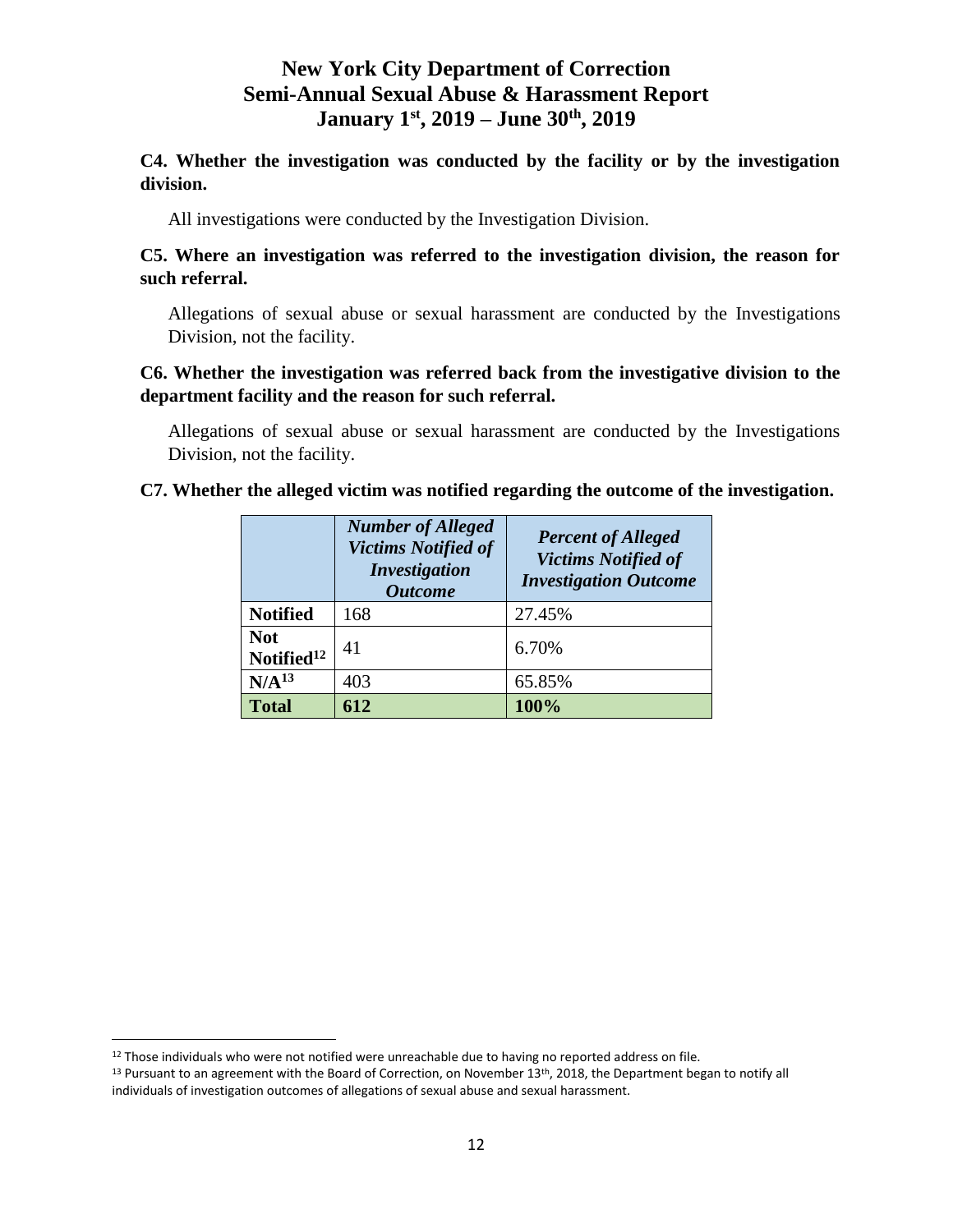**C4. Whether the investigation was conducted by the facility or by the investigation division.**

All investigations were conducted by the Investigation Division.

**C5. Where an investigation was referred to the investigation division, the reason for such referral.**

Allegations of sexual abuse or sexual harassment are conducted by the Investigations Division, not the facility.

**C6. Whether the investigation was referred back from the investigative division to the department facility and the reason for such referral.**

Allegations of sexual abuse or sexual harassment are conducted by the Investigations Division, not the facility.

**C7. Whether the alleged victim was notified regarding the outcome of the investigation.**

| | ***Number of Alleged Victims Notified of Investigation Outcome*** | ***Percent of Alleged Victims Notified of Investigation Outcome*** |
|---|---|---|
| **Notified** | 168 | 27.45% |
| **Not Notified**[12] | 41 | 6.70% |
| **N/A**[13] | 403 | 65.85% |
| **Total** | **612** | **100%** |

[12] Those individuals who were not notified were unreachable due to having no reported address on file.

[13] Pursuant to an agreement with the Board of Correction, on November 13th, 2018, the Department began to notify all individuals of investigation outcomes of allegations of sexual abuse and sexual harassment.